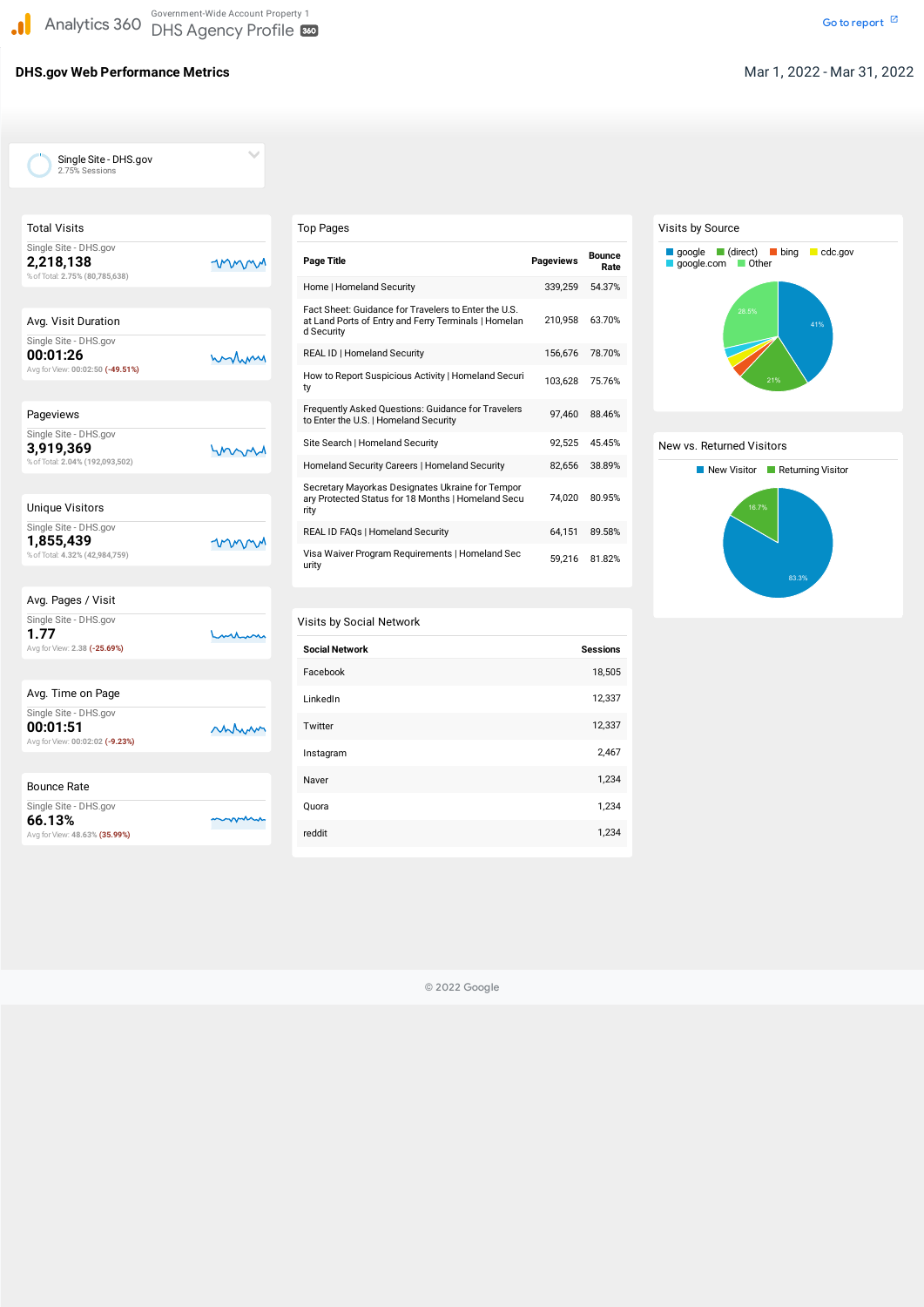Analytics 360 — Government-Wide Account Property 1 — DHS Agency Profile 360

Go to report

# DHS.gov Web Performance Metrics

Mar 1, 2022 - Mar 31, 2022

Single Site - DHS.gov
2.75% Sessions

## Total Visits

Single Site - DHS.gov
**2,218,138**
% of Total: 2.75% (80,785,638)

## Avg. Visit Duration

Single Site - DHS.gov
**00:01:26**
Avg for View: 00:02:50 (-49.51%)

## Pageviews

Single Site - DHS.gov
**3,919,369**
% of Total: 2.04% (192,093,502)

## Unique Visitors

Single Site - DHS.gov
**1,855,439**
% of Total: 4.32% (42,984,759)

## Avg. Pages / Visit

Single Site - DHS.gov
**1.77**
Avg for View: 2.38 (-25.69%)

## Avg. Time on Page

Single Site - DHS.gov
**00:01:51**
Avg for View: 00:02:02 (-9.23%)

## Bounce Rate

Single Site - DHS.gov
**66.13%**
Avg for View: 48.63% (35.99%)

## Top Pages

| Page Title | Pageviews | Bounce Rate |
|---|---|---|
| Home \| Homeland Security | 339,259 | 54.37% |
| Fact Sheet: Guidance for Travelers to Enter the U.S. at Land Ports of Entry and Ferry Terminals \| Homeland Security | 210,958 | 63.70% |
| REAL ID \| Homeland Security | 156,676 | 78.70% |
| How to Report Suspicious Activity \| Homeland Security | 103,628 | 75.76% |
| Frequently Asked Questions: Guidance for Travelers to Enter the U.S. \| Homeland Security | 97,460 | 88.46% |
| Site Search \| Homeland Security | 92,525 | 45.45% |
| Homeland Security Careers \| Homeland Security | 82,656 | 38.89% |
| Secretary Mayorkas Designates Ukraine for Temporary Protected Status for 18 Months \| Homeland Security | 74,020 | 80.95% |
| REAL ID FAQs \| Homeland Security | 64,151 | 89.58% |
| Visa Waiver Program Requirements \| Homeland Security | 59,216 | 81.82% |

## Visits by Social Network

| Social Network | Sessions |
|---|---|
| Facebook | 18,505 |
| LinkedIn | 12,337 |
| Twitter | 12,337 |
| Instagram | 2,467 |
| Naver | 1,234 |
| Quora | 1,234 |
| reddit | 1,234 |

## Visits by Source

google, (direct), bing, cdc.gov, google.com, Other

google: 41%; (direct): 21%; Other: 28.5%

## New vs. Returned Visitors

New Visitor: 83.3%; Returning Visitor: 16.7%

© 2022 Google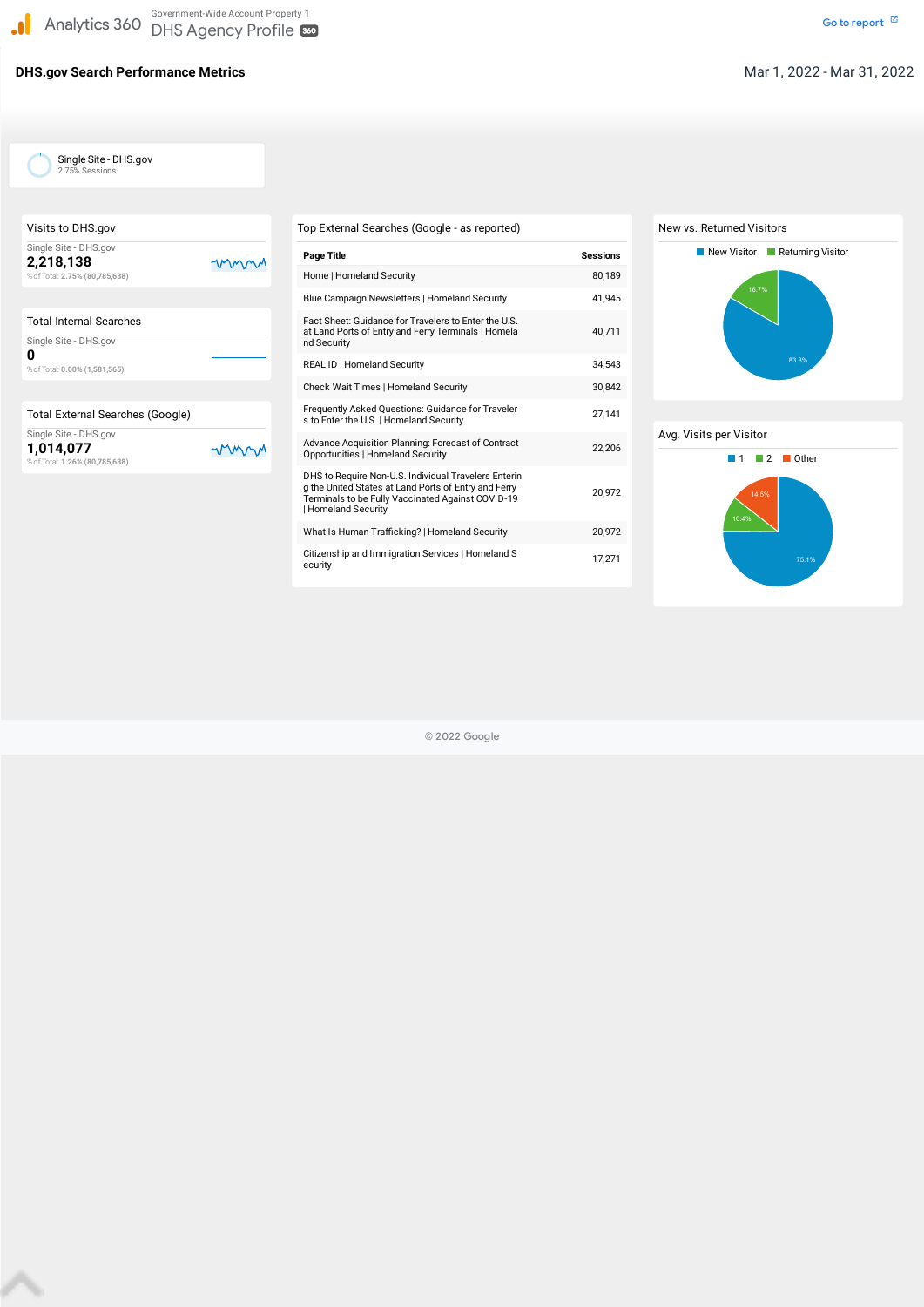Analytics 360 Government-Wide Account Property 1

DHS Agency Profile 360

Go to report

## DHS.gov Search Performance Metrics

Mar 1, 2022 - Mar 31, 2022

Single Site - DHS.gov
2.75% Sessions

### Visits to DHS.gov

Single Site - DHS.gov
**2,218,138**
% of Total: 2.75% (80,785,638)

### Total Internal Searches

Single Site - DHS.gov
**0**
% of Total: 0.00% (1,581,565)

### Total External Searches (Google)

Single Site - DHS.gov
**1,014,077**
% of Total: 1.26% (80,785,638)

### Top External Searches (Google - as reported)

| Page Title | Sessions |
|---|---|
| Home \| Homeland Security | 80,189 |
| Blue Campaign Newsletters \| Homeland Security | 41,945 |
| Fact Sheet: Guidance for Travelers to Enter the U.S. at Land Ports of Entry and Ferry Terminals \| Homeland Security | 40,711 |
| REAL ID \| Homeland Security | 34,543 |
| Check Wait Times \| Homeland Security | 30,842 |
| Frequently Asked Questions: Guidance for Travelers to Enter the U.S. \| Homeland Security | 27,141 |
| Advance Acquisition Planning: Forecast of Contract Opportunities \| Homeland Security | 22,206 |
| DHS to Require Non-U.S. Individual Travelers Entering the United States at Land Ports of Entry and Ferry Terminals to be Fully Vaccinated Against COVID-19 \| Homeland Security | 20,972 |
| What Is Human Trafficking? \| Homeland Security | 20,972 |
| Citizenship and Immigration Services \| Homeland Security | 17,271 |

### New vs. Returned Visitors

New Visitor
Returning Visitor
16.7%
83.3%

### Avg. Visits per Visitor

1
2
Other
14.5%
10.4%
75.1%

© 2022 Google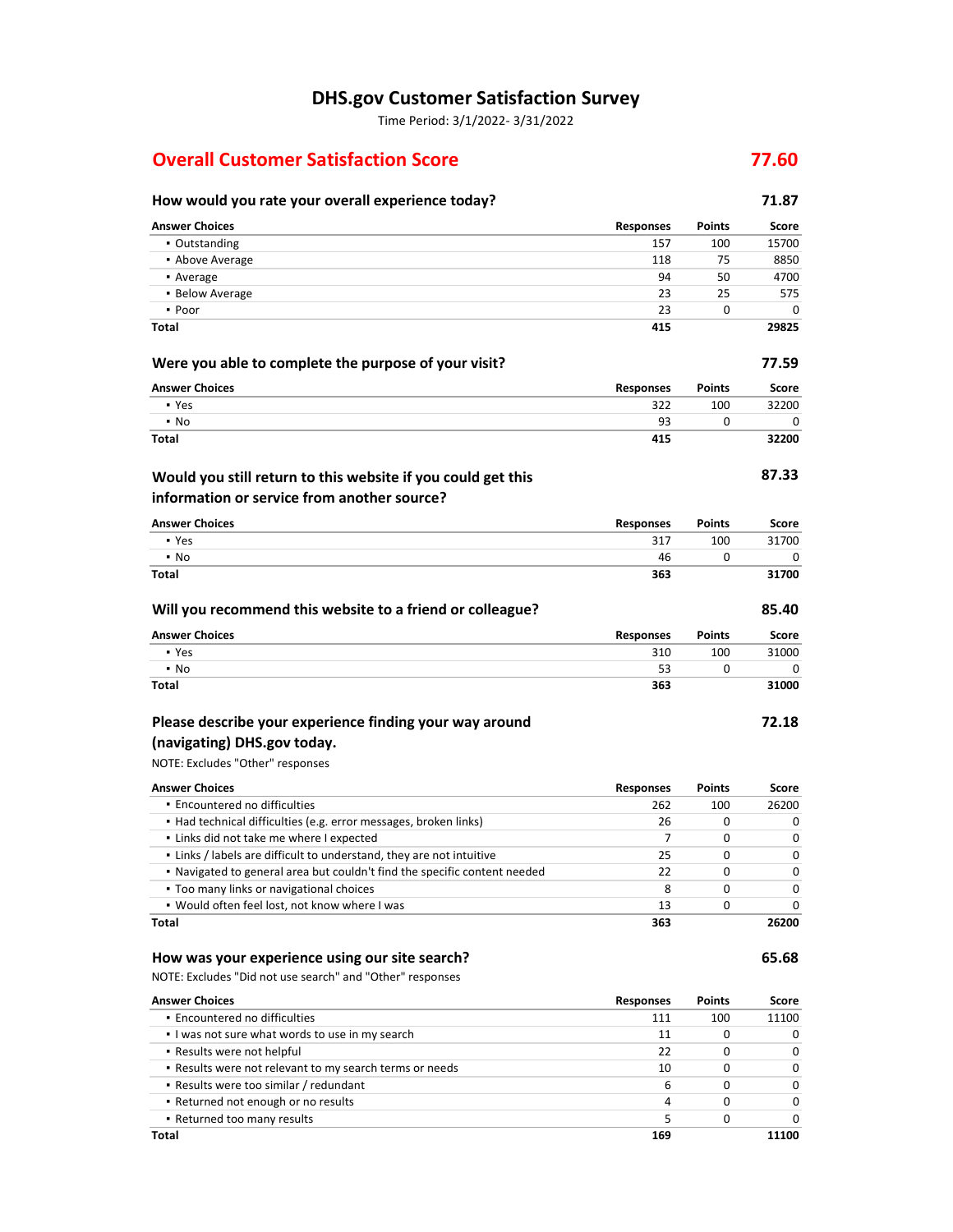# DHS.gov Customer Satisfaction Survey

Time Period: 3/1/2022- 3/31/2022

## Overall Customer Satisfaction Score 77.60

### How would you rate your overall experience today? 71.87

| Answer Choices | Responses | Points | Score |
|---|---|---|---|
| ▪ Outstanding | 157 | 100 | 15700 |
| ▪ Above Average | 118 | 75 | 8850 |
| ▪ Average | 94 | 50 | 4700 |
| ▪ Below Average | 23 | 25 | 575 |
| ▪ Poor | 23 | 0 | 0 |
| **Total** | **415** | | **29825** |

### Were you able to complete the purpose of your visit? 77.59

| Answer Choices | Responses | Points | Score |
|---|---|---|---|
| ▪ Yes | 322 | 100 | 32200 |
| ▪ No | 93 | 0 | 0 |
| **Total** | **415** | | **32200** |

### Would you still return to this website if you could get this information or service from another source? 87.33

| Answer Choices | Responses | Points | Score |
|---|---|---|---|
| ▪ Yes | 317 | 100 | 31700 |
| ▪ No | 46 | 0 | 0 |
| **Total** | **363** | | **31700** |

### Will you recommend this website to a friend or colleague? 85.40

| Answer Choices | Responses | Points | Score |
|---|---|---|---|
| ▪ Yes | 310 | 100 | 31000 |
| ▪ No | 53 | 0 | 0 |
| **Total** | **363** | | **31000** |

### Please describe your experience finding your way around (navigating) DHS.gov today. 72.18

NOTE: Excludes "Other" responses

| Answer Choices | Responses | Points | Score |
|---|---|---|---|
| ▪ Encountered no difficulties | 262 | 100 | 26200 |
| ▪ Had technical difficulties (e.g. error messages, broken links) | 26 | 0 | 0 |
| ▪ Links did not take me where I expected | 7 | 0 | 0 |
| ▪ Links / labels are difficult to understand, they are not intuitive | 25 | 0 | 0 |
| ▪ Navigated to general area but couldn't find the specific content needed | 22 | 0 | 0 |
| ▪ Too many links or navigational choices | 8 | 0 | 0 |
| ▪ Would often feel lost, not know where I was | 13 | 0 | 0 |
| **Total** | **363** | | **26200** |

### How was your experience using our site search? 65.68

NOTE: Excludes "Did not use search" and "Other" responses

| Answer Choices | Responses | Points | Score |
|---|---|---|---|
| ▪ Encountered no difficulties | 111 | 100 | 11100 |
| ▪ I was not sure what words to use in my search | 11 | 0 | 0 |
| ▪ Results were not helpful | 22 | 0 | 0 |
| ▪ Results were not relevant to my search terms or needs | 10 | 0 | 0 |
| ▪ Results were too similar / redundant | 6 | 0 | 0 |
| ▪ Returned not enough or no results | 4 | 0 | 0 |
| ▪ Returned too many results | 5 | 0 | 0 |
| **Total** | **169** | | **11100** |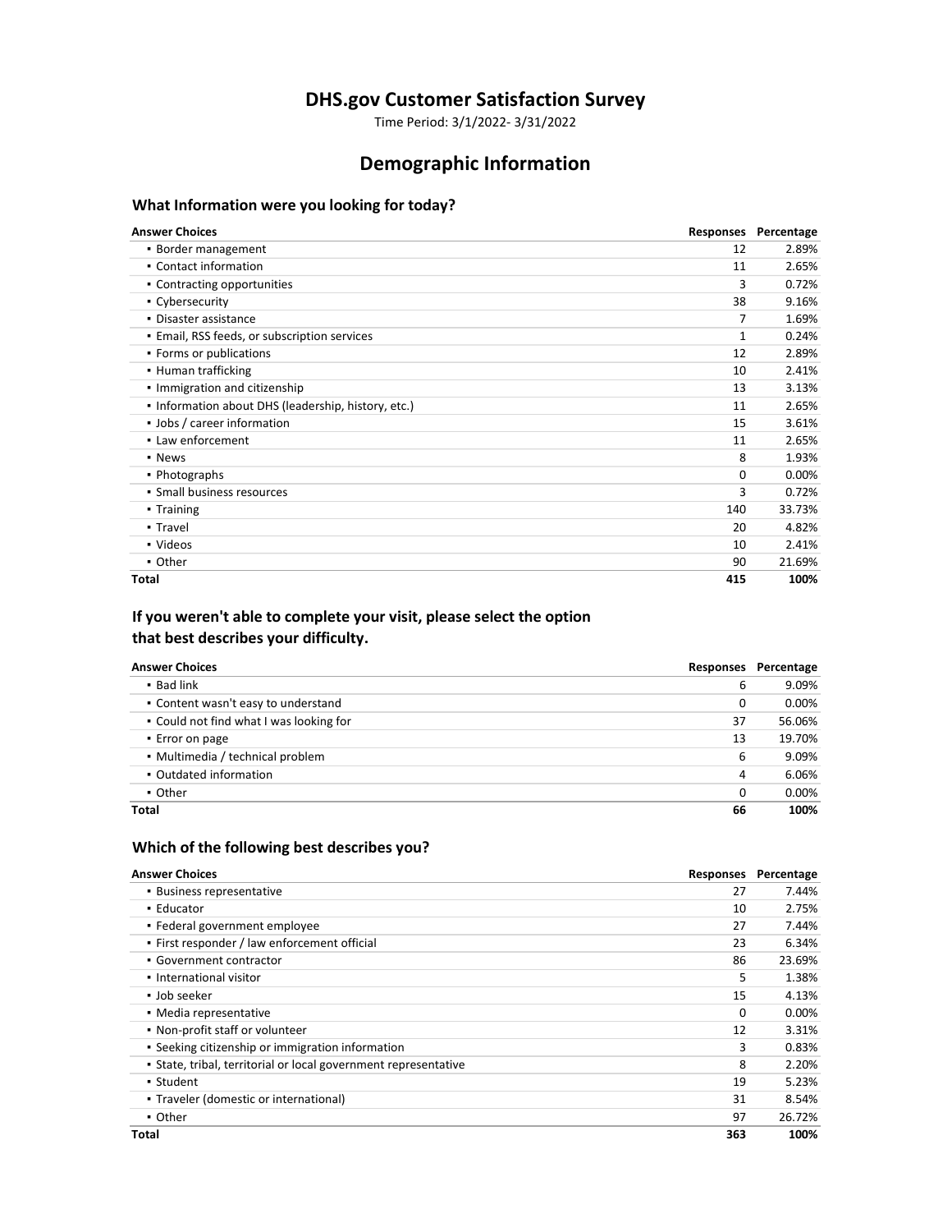# DHS.gov Customer Satisfaction Survey

Time Period: 3/1/2022- 3/31/2022

## Demographic Information

### What Information were you looking for today?

| Answer Choices | Responses | Percentage |
| --- | --- | --- |
| ▪ Border management | 12 | 2.89% |
| ▪ Contact information | 11 | 2.65% |
| ▪ Contracting opportunities | 3 | 0.72% |
| ▪ Cybersecurity | 38 | 9.16% |
| ▪ Disaster assistance | 7 | 1.69% |
| ▪ Email, RSS feeds, or subscription services | 1 | 0.24% |
| ▪ Forms or publications | 12 | 2.89% |
| ▪ Human trafficking | 10 | 2.41% |
| ▪ Immigration and citizenship | 13 | 3.13% |
| ▪ Information about DHS (leadership, history, etc.) | 11 | 2.65% |
| ▪ Jobs / career information | 15 | 3.61% |
| ▪ Law enforcement | 11 | 2.65% |
| ▪ News | 8 | 1.93% |
| ▪ Photographs | 0 | 0.00% |
| ▪ Small business resources | 3 | 0.72% |
| ▪ Training | 140 | 33.73% |
| ▪ Travel | 20 | 4.82% |
| ▪ Videos | 10 | 2.41% |
| ▪ Other | 90 | 21.69% |
| **Total** | **415** | **100%** |

### If you weren't able to complete your visit, please select the option that best describes your difficulty.

| Answer Choices | Responses | Percentage |
| --- | --- | --- |
| ▪ Bad link | 6 | 9.09% |
| ▪ Content wasn't easy to understand | 0 | 0.00% |
| ▪ Could not find what I was looking for | 37 | 56.06% |
| ▪ Error on page | 13 | 19.70% |
| ▪ Multimedia / technical problem | 6 | 9.09% |
| ▪ Outdated information | 4 | 6.06% |
| ▪ Other | 0 | 0.00% |
| **Total** | **66** | **100%** |

### Which of the following best describes you?

| Answer Choices | Responses | Percentage |
| --- | --- | --- |
| ▪ Business representative | 27 | 7.44% |
| ▪ Educator | 10 | 2.75% |
| ▪ Federal government employee | 27 | 7.44% |
| ▪ First responder / law enforcement official | 23 | 6.34% |
| ▪ Government contractor | 86 | 23.69% |
| ▪ International visitor | 5 | 1.38% |
| ▪ Job seeker | 15 | 4.13% |
| ▪ Media representative | 0 | 0.00% |
| ▪ Non-profit staff or volunteer | 12 | 3.31% |
| ▪ Seeking citizenship or immigration information | 3 | 0.83% |
| ▪ State, tribal, territorial or local government representative | 8 | 2.20% |
| ▪ Student | 19 | 5.23% |
| ▪ Traveler (domestic or international) | 31 | 8.54% |
| ▪ Other | 97 | 26.72% |
| **Total** | **363** | **100%** |